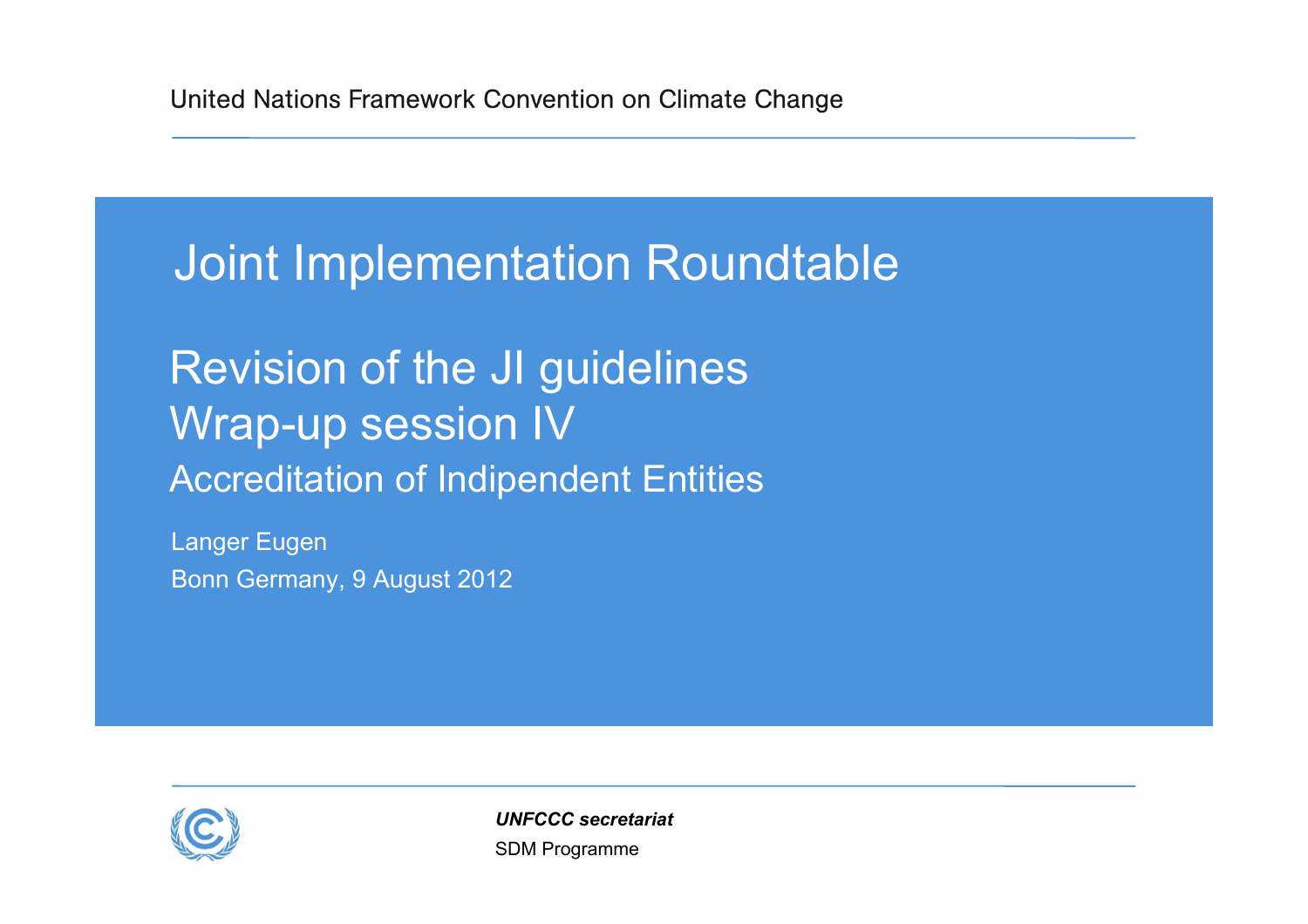United Nations Framework Convention on Climate Change

# Joint Implementation Roundtable

## Revision of the JI guidelines
## Wrap-up session IV
### Accreditation of Indipendent Entities

Langer Eugen

Bonn Germany, 9 August 2012

***UNFCCC secretariat***

SDM Programme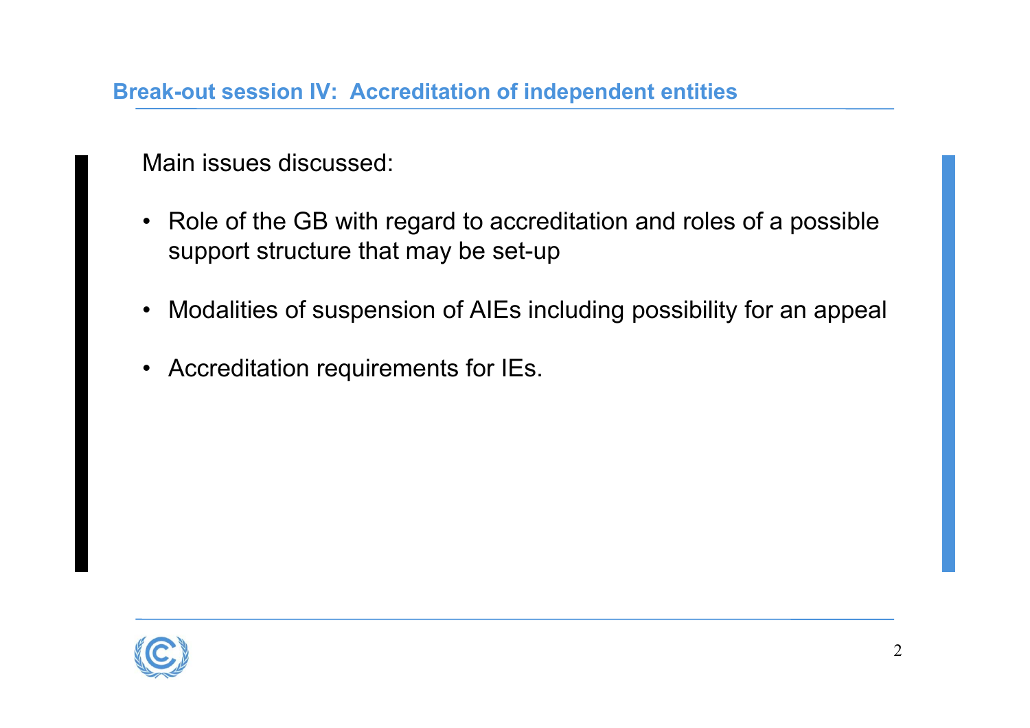## Break-out session IV: Accreditation of independent entities

Main issues discussed:

- Role of the GB with regard to accreditation and roles of a possible support structure that may be set-up
- Modalities of suspension of AIEs including possibility for an appeal
- Accreditation requirements for IEs.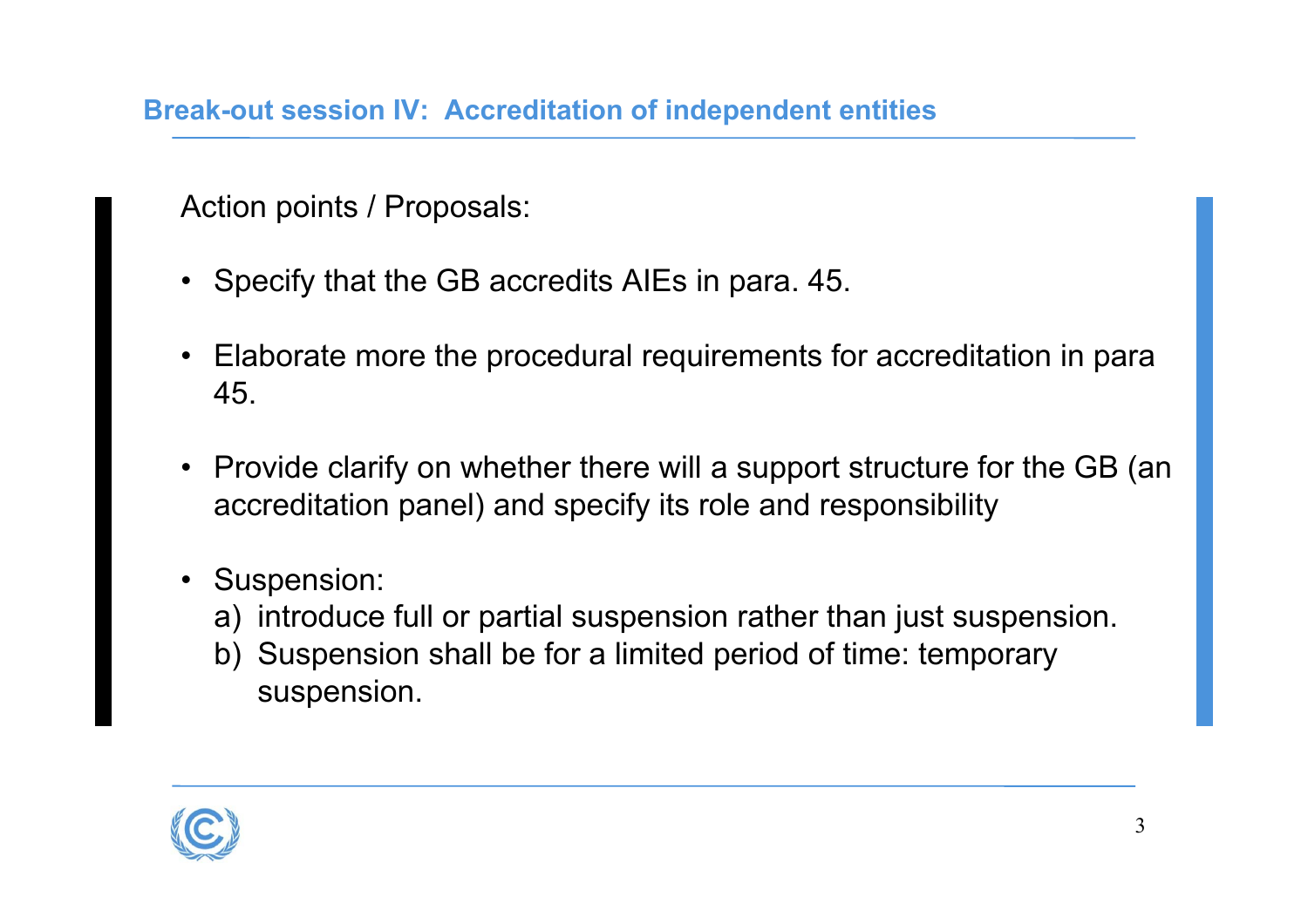## Break-out session IV: Accreditation of independent entities

Action points / Proposals:

- Specify that the GB accredits AIEs in para. 45.
- Elaborate more the procedural requirements for accreditation in para 45.
- Provide clarify on whether there will a support structure for the GB (an accreditation panel) and specify its role and responsibility
- Suspension:
  a) introduce full or partial suspension rather than just suspension.
  b) Suspension shall be for a limited period of time: temporary suspension.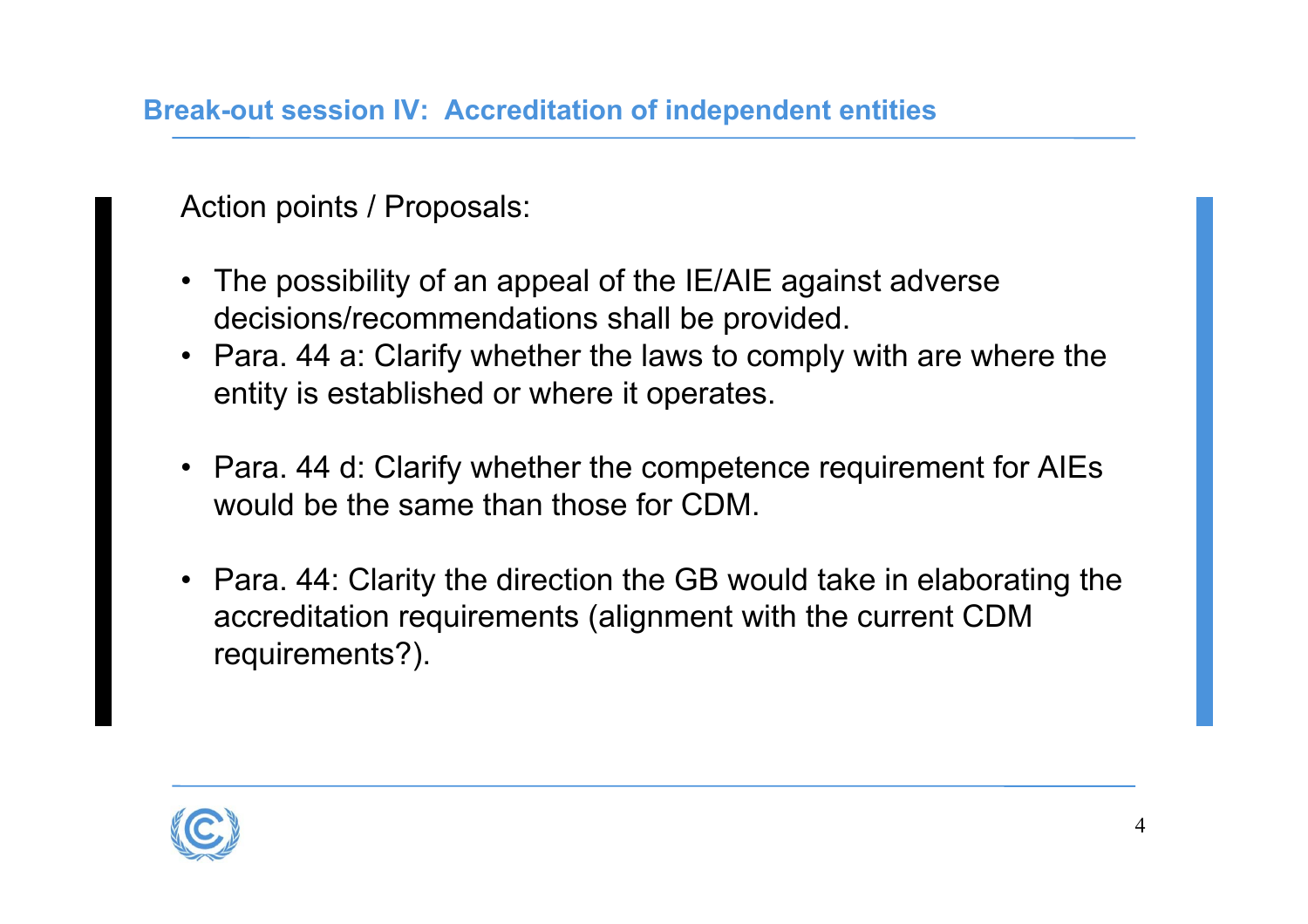## Break-out session IV: Accreditation of independent entities

Action points / Proposals:

- The possibility of an appeal of the IE/AIE against adverse decisions/recommendations shall be provided.
- Para. 44 a: Clarify whether the laws to comply with are where the entity is established or where it operates.
- Para. 44 d: Clarify whether the competence requirement for AIEs would be the same than those for CDM.
- Para. 44: Clarity the direction the GB would take in elaborating the accreditation requirements (alignment with the current CDM requirements?).